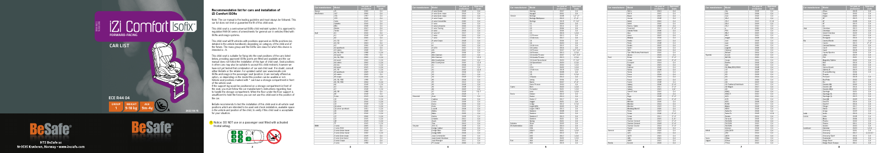# iZi Comfort ISOfix

FORWARD-FACING

CAR LIST

ECE R44 04

| GROUP | WEIGHT | AGE |
|---|---|---|
| 1 | 9-18 kg | 9m-4y |

BeSafe

HTS BeSafe as
N-3535 Krøderen, Norway - www.besafe.com

## Recommendation list for cars and installation of iZi Comfort ISOfix

Note: The car manual is the leading guideline and must always be followed. This car list does not limit or guarantee the fit of this child seat.

This child seat is a semi-universal ISOfix child restraint system. It is approved to regulation R44/04 series of amendments for general use in vehicles fitted with ISOfix anchorage systems.

This child seat will fit vehicles with positions approved as ISOfix positions (as detailed in the vehicle handbook), depending on category of the child and of the fixture. The mass group and the ISOfix size class for which this device is intended is : A.

This child seat is suitable for fixing into the seat positions of the cars listed below, providing approved ISOfix points are fitted and available and the car manual does not forbid the installation of this type of child seat. Seat positions in other cars may also be suitable to accept this child restraint, however we have not yet tested that combination of car and child seat. If in doubt, consult either BeSafe or the retailer. For updated carlist see: www.besafe.com

ISOfix anchorage in the passenger seat (position 1) are normally offered as option, so depending on the model this position can be available or not. Vehicle seat positions marked with * can have a storage compartment in front of the vehicle seat.

If the support leg would be positioned on a storage compartment in front of the seat, you must follow the car manufacturer's instructions regarding how to handle the storage compartment. When the floor under the floor support is insufficient to hold the forces you can not use this child seat in this position of the car.

BeSafe recommends to test the installation of this child seat in all vehicle seat positions which are intended to be used and check installation, available space in the vehicle and position of the child, to verify if this child seat is acceptable for your situation.

**Notice: DO NOT use on a passenger seat fitted with activated frontal airbag.**